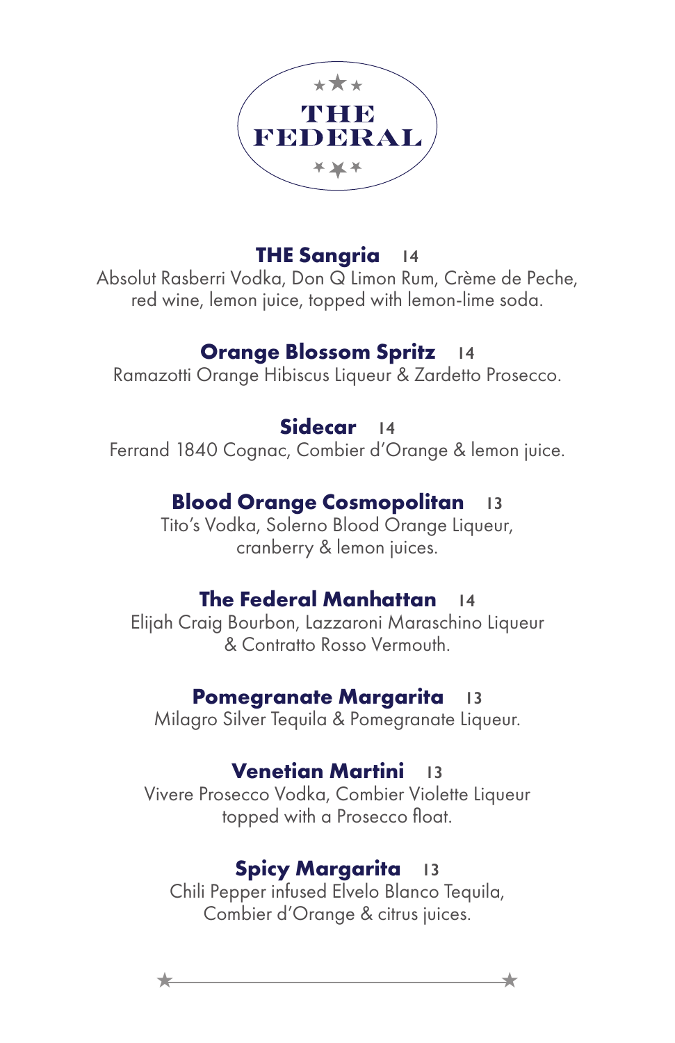# THE FEDERAL

## THE Sangria 14

Absolut Rasberri Vodka, Don Q Limon Rum, Crème de Peche, red wine, lemon juice, topped with lemon-lime soda.

## Orange Blossom Spritz 14

Ramazotti Orange Hibiscus Liqueur & Zardetto Prosecco.

## Sidecar 14

Ferrand 1840 Cognac, Combier d'Orange & lemon juice.

## Blood Orange Cosmopolitan 13

Tito's Vodka, Solerno Blood Orange Liqueur, cranberry & lemon juices.

## The Federal Manhattan 14

Elijah Craig Bourbon, Lazzaroni Maraschino Liqueur & Contratto Rosso Vermouth.

## Pomegranate Margarita 13

Milagro Silver Tequila & Pomegranate Liqueur.

## Venetian Martini 13

Vivere Prosecco Vodka, Combier Violette Liqueur topped with a Prosecco float.

## Spicy Margarita 13

Chili Pepper infused Elvelo Blanco Tequila, Combier d'Orange & citrus juices.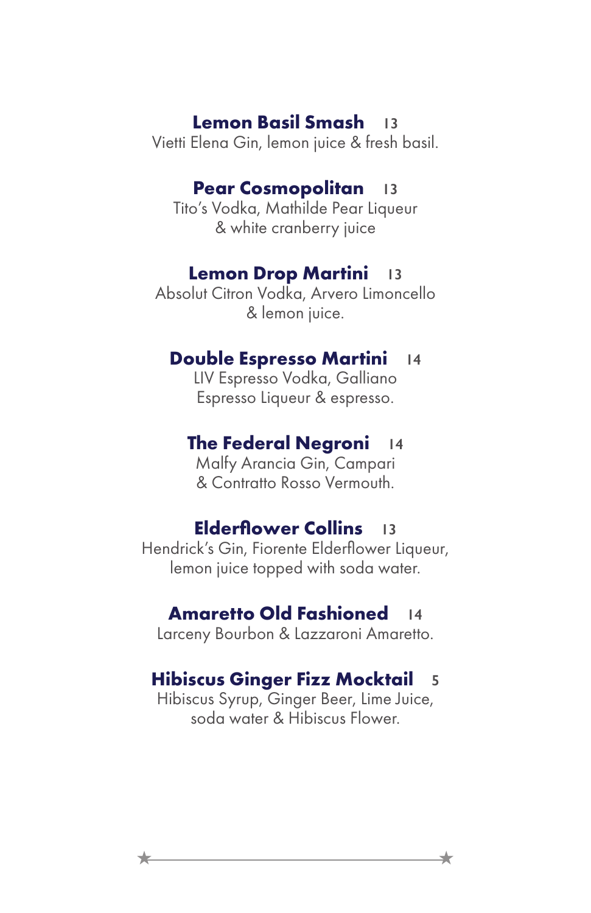**Lemon Basil Smash** 13
Vietti Elena Gin, lemon juice & fresh basil.

**Pear Cosmopolitan** 13
Tito's Vodka, Mathilde Pear Liqueur
& white cranberry juice

**Lemon Drop Martini** 13
Absolut Citron Vodka, Arvero Limoncello
& lemon juice.

**Double Espresso Martini** 14
LIV Espresso Vodka, Galliano
Espresso Liqueur & espresso.

**The Federal Negroni** 14
Malfy Arancia Gin, Campari
& Contratto Rosso Vermouth.

**Elderflower Collins** 13
Hendrick's Gin, Fiorente Elderflower Liqueur,
lemon juice topped with soda water.

**Amaretto Old Fashioned** 14
Larceny Bourbon & Lazzaroni Amaretto.

**Hibiscus Ginger Fizz Mocktail** 5
Hibiscus Syrup, Ginger Beer, Lime Juice,
soda water & Hibiscus Flower.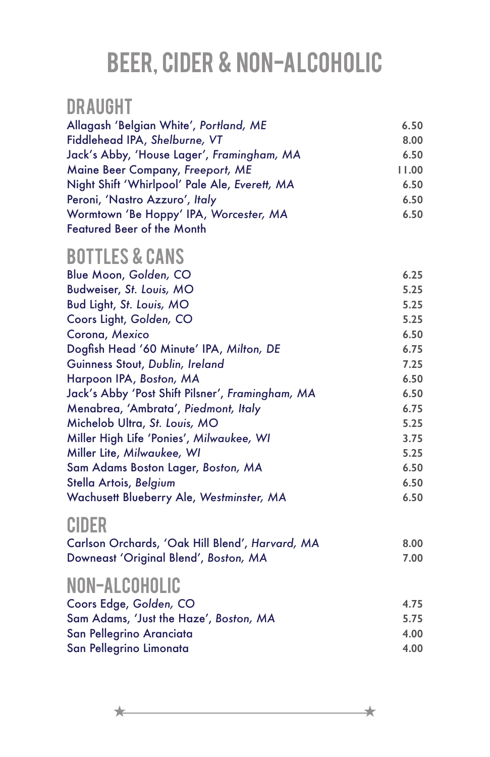# BEER, CIDER & NON-ALCOHOLIC

## DRAUGHT

| | |
|---|---|
| Allagash 'Belgian White', *Portland, ME* | 6.50 |
| Fiddlehead IPA, *Shelburne, VT* | 8.00 |
| Jack's Abby, 'House Lager', *Framingham, MA* | 6.50 |
| Maine Beer Company, *Freeport, ME* | 11.00 |
| Night Shift 'Whirlpool' Pale Ale, *Everett, MA* | 6.50 |
| Peroni, 'Nastro Azzuro', *Italy* | 6.50 |
| Wormtown 'Be Hoppy' IPA, *Worcester, MA* | 6.50 |
| Featured Beer of the Month | |

## BOTTLES & CANS

| | |
|---|---|
| Blue Moon, *Golden, CO* | 6.25 |
| Budweiser, *St. Louis, MO* | 5.25 |
| Bud Light, *St. Louis, MO* | 5.25 |
| Coors Light, *Golden, CO* | 5.25 |
| Corona, *Mexico* | 6.50 |
| Dogfish Head '60 Minute' IPA, *Milton, DE* | 6.75 |
| Guinness Stout, *Dublin, Ireland* | 7.25 |
| Harpoon IPA, *Boston, MA* | 6.50 |
| Jack's Abby 'Post Shift Pilsner', *Framingham, MA* | 6.50 |
| Menabrea, 'Ambrata', *Piedmont, Italy* | 6.75 |
| Michelob Ultra, *St. Louis, MO* | 5.25 |
| Miller High Life 'Ponies', *Milwaukee, WI* | 3.75 |
| Miller Lite, *Milwaukee, WI* | 5.25 |
| Sam Adams Boston Lager, *Boston, MA* | 6.50 |
| Stella Artois, *Belgium* | 6.50 |
| Wachusett Blueberry Ale, *Westminster, MA* | 6.50 |

## CIDER

| | |
|---|---|
| Carlson Orchards, 'Oak Hill Blend', *Harvard, MA* | 8.00 |
| Downeast 'Original Blend', *Boston, MA* | 7.00 |

## NON-ALCOHOLIC

| | |
|---|---|
| Coors Edge, *Golden, CO* | 4.75 |
| Sam Adams, 'Just the Haze', *Boston, MA* | 5.75 |
| San Pellegrino Aranciata | 4.00 |
| San Pellegrino Limonata | 4.00 |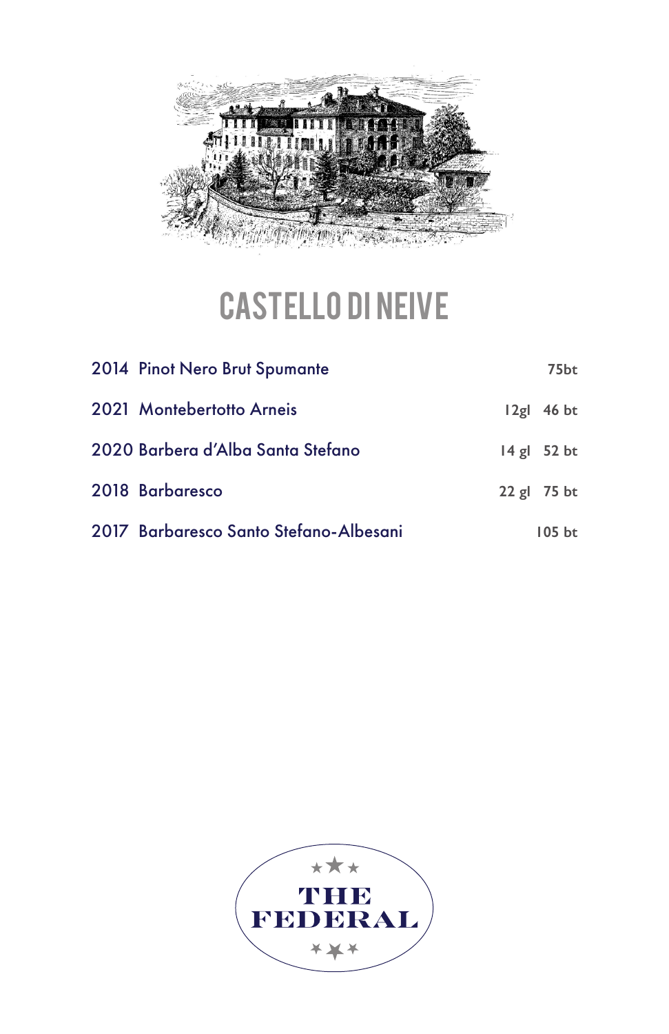# CASTELLO DI NEIVE

| | | | |
|---|---|---|---|
| 2014 | Pinot Nero Brut Spumante | | 75bt |
| 2021 | Montebertotto Arneis | 12gl | 46 bt |
| 2020 | Barbera d'Alba Santa Stefano | 14 gl | 52 bt |
| 2018 | Barbaresco | 22 gl | 75 bt |
| 2017 | Barbaresco Santo Stefano-Albesani | | 105 bt |

THE FEDERAL